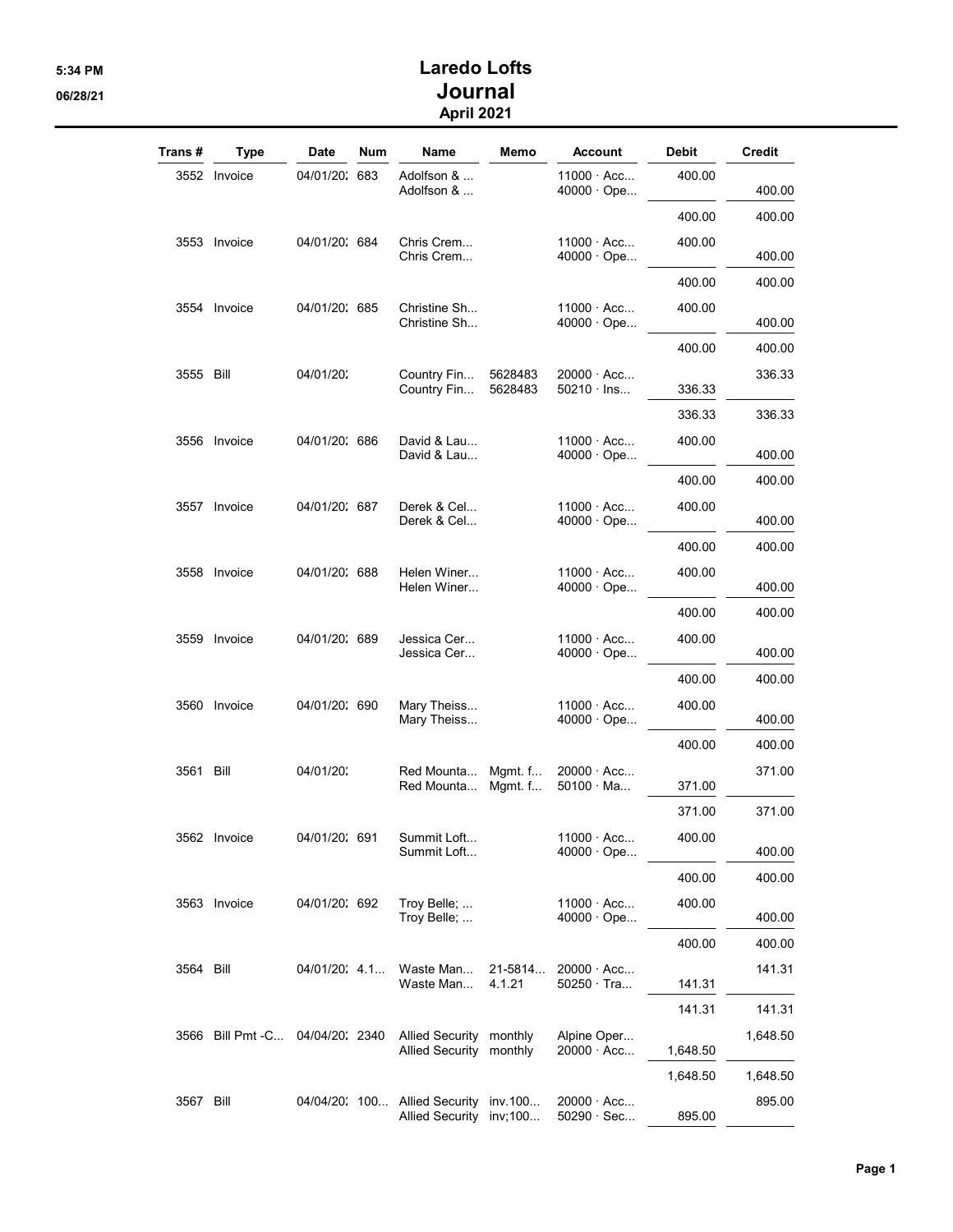# Laredo Lofts

## Journal

### April 2021

5:34 PM
06/28/21

| Trans # | Type | Date | Num | Name | Memo | Account | Debit | Credit |
|---|---|---|---|---|---|---|---|---|
| 3552 | Invoice | 04/01/20: | 683 | Adolfson & ... | | 11000 · Acc... | 400.00 | |
| | | | | Adolfson & ... | | 40000 · Ope... | | 400.00 |
| | | | | | | | 400.00 | 400.00 |
| 3553 | Invoice | 04/01/20: | 684 | Chris Crem... | | 11000 · Acc... | 400.00 | |
| | | | | Chris Crem... | | 40000 · Ope... | | 400.00 |
| | | | | | | | 400.00 | 400.00 |
| 3554 | Invoice | 04/01/20: | 685 | Christine Sh... | | 11000 · Acc... | 400.00 | |
| | | | | Christine Sh... | | 40000 · Ope... | | 400.00 |
| | | | | | | | 400.00 | 400.00 |
| 3555 | Bill | 04/01/20: | | Country Fin... | 5628483 | 20000 · Acc... | | 336.33 |
| | | | | Country Fin... | 5628483 | 50210 · Ins... | 336.33 | |
| | | | | | | | 336.33 | 336.33 |
| 3556 | Invoice | 04/01/20: | 686 | David & Lau... | | 11000 · Acc... | 400.00 | |
| | | | | David & Lau... | | 40000 · Ope... | | 400.00 |
| | | | | | | | 400.00 | 400.00 |
| 3557 | Invoice | 04/01/20: | 687 | Derek & Cel... | | 11000 · Acc... | 400.00 | |
| | | | | Derek & Cel... | | 40000 · Ope... | | 400.00 |
| | | | | | | | 400.00 | 400.00 |
| 3558 | Invoice | 04/01/20: | 688 | Helen Winer... | | 11000 · Acc... | 400.00 | |
| | | | | Helen Winer... | | 40000 · Ope... | | 400.00 |
| | | | | | | | 400.00 | 400.00 |
| 3559 | Invoice | 04/01/20: | 689 | Jessica Cer... | | 11000 · Acc... | 400.00 | |
| | | | | Jessica Cer... | | 40000 · Ope... | | 400.00 |
| | | | | | | | 400.00 | 400.00 |
| 3560 | Invoice | 04/01/20: | 690 | Mary Theiss... | | 11000 · Acc... | 400.00 | |
| | | | | Mary Theiss... | | 40000 · Ope... | | 400.00 |
| | | | | | | | 400.00 | 400.00 |
| 3561 | Bill | 04/01/20: | | Red Mounta... | Mgmt. f... | 20000 · Acc... | | 371.00 |
| | | | | Red Mounta... | Mgmt. f... | 50100 · Ma... | 371.00 | |
| | | | | | | | 371.00 | 371.00 |
| 3562 | Invoice | 04/01/20: | 691 | Summit Loft... | | 11000 · Acc... | 400.00 | |
| | | | | Summit Loft... | | 40000 · Ope... | | 400.00 |
| | | | | | | | 400.00 | 400.00 |
| 3563 | Invoice | 04/01/20: | 692 | Troy Belle; ... | | 11000 · Acc... | 400.00 | |
| | | | | Troy Belle; ... | | 40000 · Ope... | | 400.00 |
| | | | | | | | 400.00 | 400.00 |
| 3564 | Bill | 04/01/20: | 4.1... | Waste Man... | 21-5814... | 20000 · Acc... | | 141.31 |
| | | | | Waste Man... | 4.1.21 | 50250 · Tra... | 141.31 | |
| | | | | | | | 141.31 | 141.31 |
| 3566 | Bill Pmt -C... | 04/04/20: | 2340 | Allied Security | monthly | Alpine Oper... | | 1,648.50 |
| | | | | Allied Security | monthly | 20000 · Acc... | 1,648.50 | |
| | | | | | | | 1,648.50 | 1,648.50 |
| 3567 | Bill | 04/04/20: | 100... | Allied Security | inv.100... | 20000 · Acc... | | 895.00 |
| | | | | Allied Security | inv;100... | 50290 · Sec... | 895.00 | |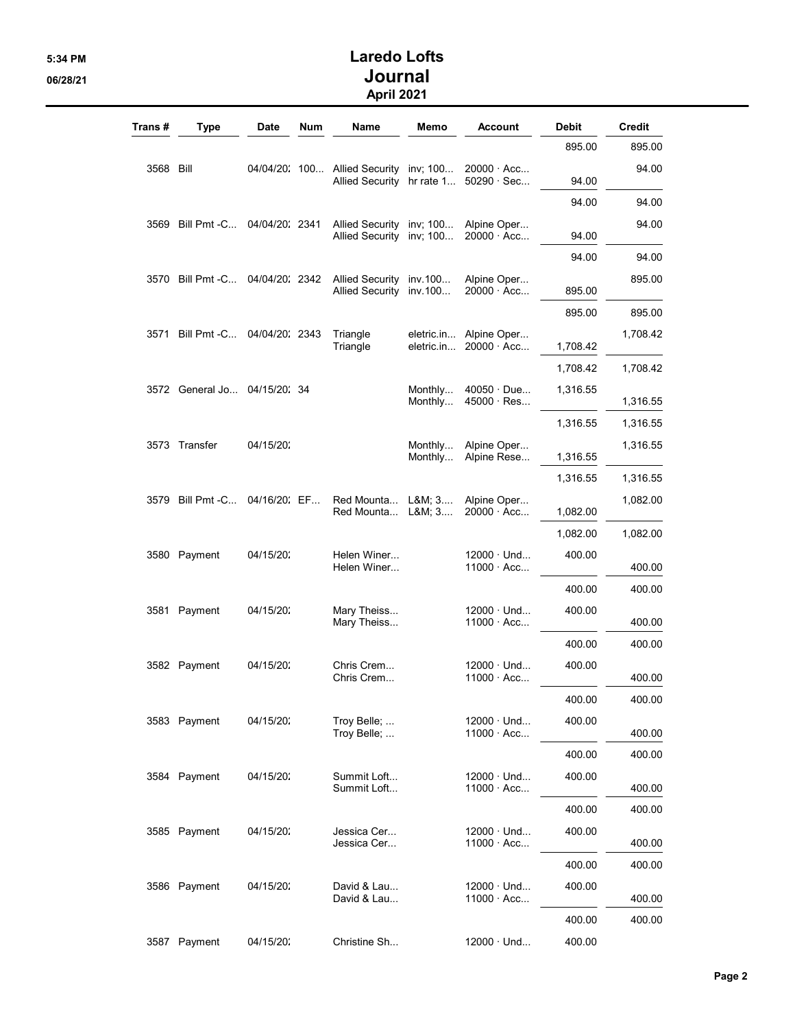# Laredo Lofts
## Journal
### April 2021

| Trans # | Type | Date | Num | Name | Memo | Account | Debit | Credit |
|---|---|---|---|---|---|---|---|---|
| | | | | | | | 895.00 | 895.00 |
| 3568 | Bill | 04/04/202 | 100... | Allied Security | inv; 100... | 20000 · Acc... | | 94.00 |
| | | | | Allied Security | hr rate 1... | 50290 · Sec... | 94.00 | |
| | | | | | | | 94.00 | 94.00 |
| 3569 | Bill Pmt -C... | 04/04/202 | 2341 | Allied Security | inv; 100... | Alpine Oper... | | 94.00 |
| | | | | Allied Security | inv; 100... | 20000 · Acc... | 94.00 | |
| | | | | | | | 94.00 | 94.00 |
| 3570 | Bill Pmt -C... | 04/04/202 | 2342 | Allied Security | inv.100... | Alpine Oper... | | 895.00 |
| | | | | Allied Security | inv.100... | 20000 · Acc... | 895.00 | |
| | | | | | | | 895.00 | 895.00 |
| 3571 | Bill Pmt -C... | 04/04/202 | 2343 | Triangle | eletric.in... | Alpine Oper... | | 1,708.42 |
| | | | | Triangle | eletric.in... | 20000 · Acc... | 1,708.42 | |
| | | | | | | | 1,708.42 | 1,708.42 |
| 3572 | General Jo... | 04/15/202 | 34 | | Monthly... | 40050 · Due... | 1,316.55 | |
| | | | | | Monthly... | 45000 · Res... | | 1,316.55 |
| | | | | | | | 1,316.55 | 1,316.55 |
| 3573 | Transfer | 04/15/202 | | | Monthly... | Alpine Oper... | | 1,316.55 |
| | | | | | Monthly... | Alpine Rese... | 1,316.55 | |
| | | | | | | | 1,316.55 | 1,316.55 |
| 3579 | Bill Pmt -C... | 04/16/202 | EF... | Red Mounta... | L&M; 3.... | Alpine Oper... | | 1,082.00 |
| | | | | Red Mounta... | L&M; 3.... | 20000 · Acc... | 1,082.00 | |
| | | | | | | | 1,082.00 | 1,082.00 |
| 3580 | Payment | 04/15/202 | | Helen Winer... | | 12000 · Und... | 400.00 | |
| | | | | Helen Winer... | | 11000 · Acc... | | 400.00 |
| | | | | | | | 400.00 | 400.00 |
| 3581 | Payment | 04/15/202 | | Mary Theiss... | | 12000 · Und... | 400.00 | |
| | | | | Mary Theiss... | | 11000 · Acc... | | 400.00 |
| | | | | | | | 400.00 | 400.00 |
| 3582 | Payment | 04/15/202 | | Chris Crem... | | 12000 · Und... | 400.00 | |
| | | | | Chris Crem... | | 11000 · Acc... | | 400.00 |
| | | | | | | | 400.00 | 400.00 |
| 3583 | Payment | 04/15/202 | | Troy Belle; ... | | 12000 · Und... | 400.00 | |
| | | | | Troy Belle; ... | | 11000 · Acc... | | 400.00 |
| | | | | | | | 400.00 | 400.00 |
| 3584 | Payment | 04/15/202 | | Summit Loft... | | 12000 · Und... | 400.00 | |
| | | | | Summit Loft... | | 11000 · Acc... | | 400.00 |
| | | | | | | | 400.00 | 400.00 |
| 3585 | Payment | 04/15/202 | | Jessica Cer... | | 12000 · Und... | 400.00 | |
| | | | | Jessica Cer... | | 11000 · Acc... | | 400.00 |
| | | | | | | | 400.00 | 400.00 |
| 3586 | Payment | 04/15/202 | | David & Lau... | | 12000 · Und... | 400.00 | |
| | | | | David & Lau... | | 11000 · Acc... | | 400.00 |
| | | | | | | | 400.00 | 400.00 |
| 3587 | Payment | 04/15/202 | | Christine Sh... | | 12000 · Und... | 400.00 | |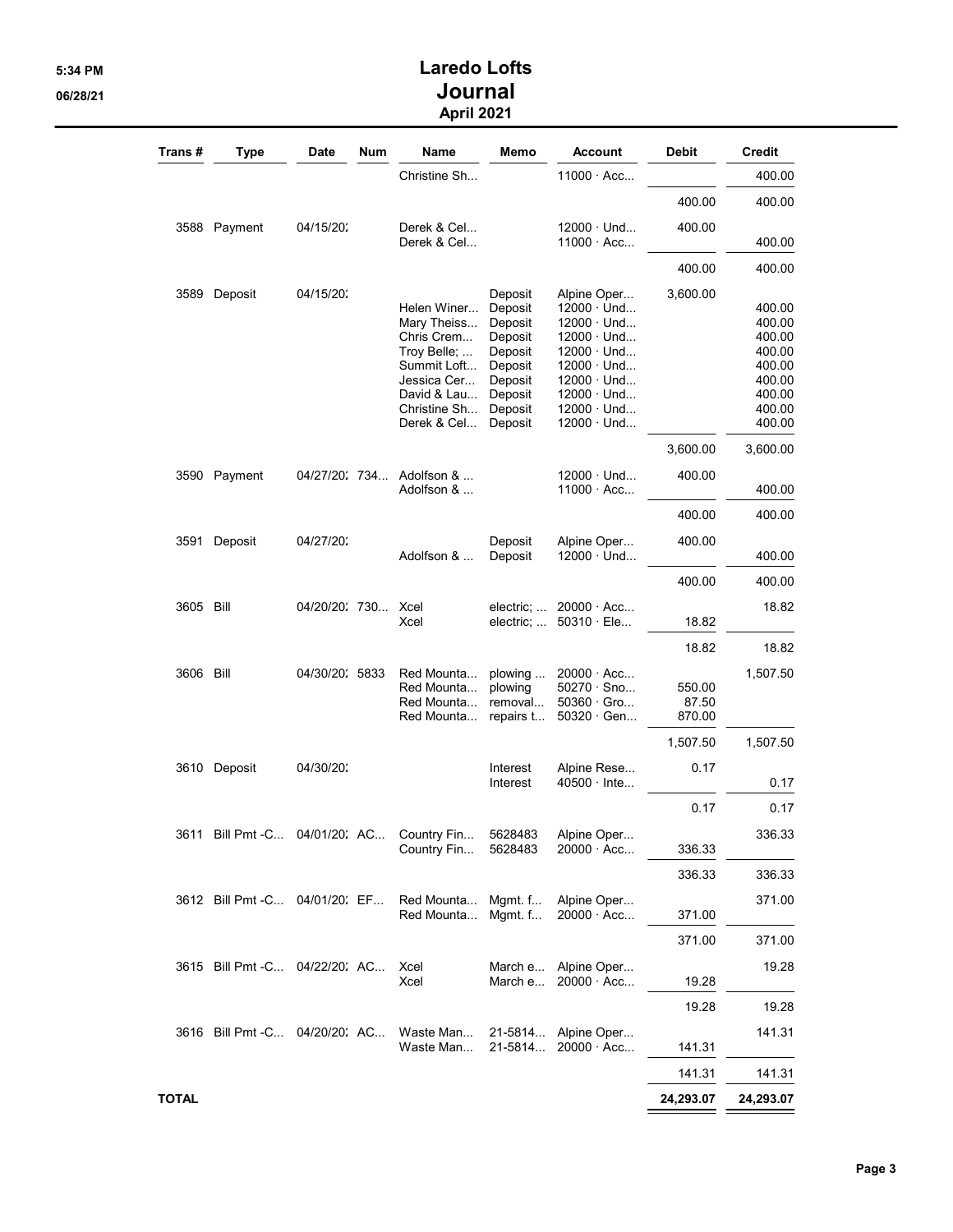# Laredo Lofts
## Journal
### April 2021

| Trans # | Type | Date | Num | Name | Memo | Account | Debit | Credit |
|---|---|---|---|---|---|---|---|---|
| | | | | Christine Sh... | | 11000 · Acc... | | 400.00 |
| | | | | | | | 400.00 | 400.00 |
| 3588 | Payment | 04/15/20: | | Derek & Cel... | | 12000 · Und... | 400.00 | |
| | | | | Derek & Cel... | | 11000 · Acc... | | 400.00 |
| | | | | | | | 400.00 | 400.00 |
| 3589 | Deposit | 04/15/20: | | | Deposit | Alpine Oper... | 3,600.00 | |
| | | | | Helen Winer... | Deposit | 12000 · Und... | | 400.00 |
| | | | | Mary Theiss... | Deposit | 12000 · Und... | | 400.00 |
| | | | | Chris Crem... | Deposit | 12000 · Und... | | 400.00 |
| | | | | Troy Belle; ... | Deposit | 12000 · Und... | | 400.00 |
| | | | | Summit Loft... | Deposit | 12000 · Und... | | 400.00 |
| | | | | Jessica Cer... | Deposit | 12000 · Und... | | 400.00 |
| | | | | David & Lau... | Deposit | 12000 · Und... | | 400.00 |
| | | | | Christine Sh... | Deposit | 12000 · Und... | | 400.00 |
| | | | | Derek & Cel... | Deposit | 12000 · Und... | | 400.00 |
| | | | | | | | 3,600.00 | 3,600.00 |
| 3590 | Payment | 04/27/20: | 734... | Adolfson & ... | | 12000 · Und... | 400.00 | |
| | | | | Adolfson & ... | | 11000 · Acc... | | 400.00 |
| | | | | | | | 400.00 | 400.00 |
| 3591 | Deposit | 04/27/20: | | | Deposit | Alpine Oper... | 400.00 | |
| | | | | Adolfson & ... | Deposit | 12000 · Und... | | 400.00 |
| | | | | | | | 400.00 | 400.00 |
| 3605 | Bill | 04/20/20: | 730... | Xcel | electric; ... | 20000 · Acc... | | 18.82 |
| | | | | Xcel | electric; ... | 50310 · Ele... | 18.82 | |
| | | | | | | | 18.82 | 18.82 |
| 3606 | Bill | 04/30/20: | 5833 | Red Mounta... | plowing ... | 20000 · Acc... | | 1,507.50 |
| | | | | Red Mounta... | plowing | 50270 · Sno... | 550.00 | |
| | | | | Red Mounta... | removal... | 50360 · Gro... | 87.50 | |
| | | | | Red Mounta... | repairs t... | 50320 · Gen... | 870.00 | |
| | | | | | | | 1,507.50 | 1,507.50 |
| 3610 | Deposit | 04/30/20: | | | Interest | Alpine Rese... | 0.17 | |
| | | | | | Interest | 40500 · Inte... | | 0.17 |
| | | | | | | | 0.17 | 0.17 |
| 3611 | Bill Pmt -C... | 04/01/20: | AC... | Country Fin... | 5628483 | Alpine Oper... | | 336.33 |
| | | | | Country Fin... | 5628483 | 20000 · Acc... | 336.33 | |
| | | | | | | | 336.33 | 336.33 |
| 3612 | Bill Pmt -C... | 04/01/20: | EF... | Red Mounta... | Mgmt. f... | Alpine Oper... | | 371.00 |
| | | | | Red Mounta... | Mgmt. f... | 20000 · Acc... | 371.00 | |
| | | | | | | | 371.00 | 371.00 |
| 3615 | Bill Pmt -C... | 04/22/20: | AC... | Xcel | March e... | Alpine Oper... | | 19.28 |
| | | | | Xcel | March e... | 20000 · Acc... | 19.28 | |
| | | | | | | | 19.28 | 19.28 |
| 3616 | Bill Pmt -C... | 04/20/20: | AC... | Waste Man... | 21-5814... | Alpine Oper... | | 141.31 |
| | | | | Waste Man... | 21-5814... | 20000 · Acc... | 141.31 | |
| | | | | | | | 141.31 | 141.31 |
| **TOTAL** | | | | | | | **24,293.07** | **24,293.07** |